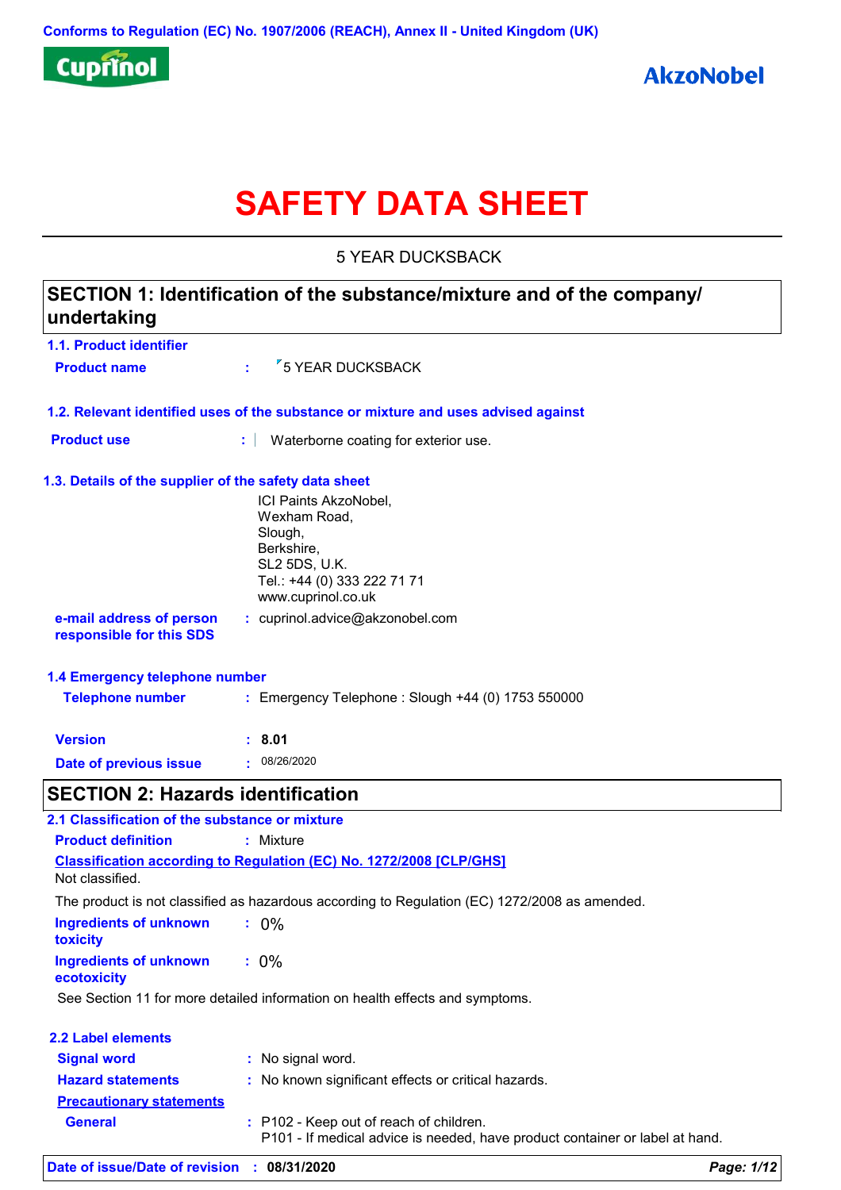Conforms to Regulation (EC) No. 1907/2006 (REACH), Annex II - United Kingdom (UK)

Cuprinol

AkzoNobel

# SAFETY DATA SHEET

5 YEAR DUCKSBACK

## SECTION 1: Identification of the substance/mixture and of the company/ undertaking

### 1.1. Product identifier

**Product name** : 5 YEAR DUCKSBACK

### 1.2. Relevant identified uses of the substance or mixture and uses advised against

**Product use** : Waterborne coating for exterior use.

### 1.3. Details of the supplier of the safety data sheet

ICI Paints AkzoNobel,
Wexham Road,
Slough,
Berkshire,
SL2 5DS, U.K.
Tel.: +44 (0) 333 222 71 71
www.cuprinol.co.uk

**e-mail address of person responsible for this SDS** : cuprinol.advice@akzonobel.com

### 1.4 Emergency telephone number

**Telephone number** : Emergency Telephone : Slough +44 (0) 1753 550000

**Version** : **8.01**

**Date of previous issue** : 08/26/2020

## SECTION 2: Hazards identification

### 2.1 Classification of the substance or mixture

**Product definition** : Mixture

**Classification according to Regulation (EC) No. 1272/2008 [CLP/GHS]**

Not classified.

The product is not classified as hazardous according to Regulation (EC) 1272/2008 as amended.

**Ingredients of unknown toxicity** : 0%

**Ingredients of unknown ecotoxicity** : 0%

See Section 11 for more detailed information on health effects and symptoms.

### 2.2 Label elements

**Signal word** : No signal word.

**Hazard statements** : No known significant effects or critical hazards.

**Precautionary statements**

**General** : P102 - Keep out of reach of children.
P101 - If medical advice is needed, have product container or label at hand.

**Date of issue/Date of revision** : **08/31/2020**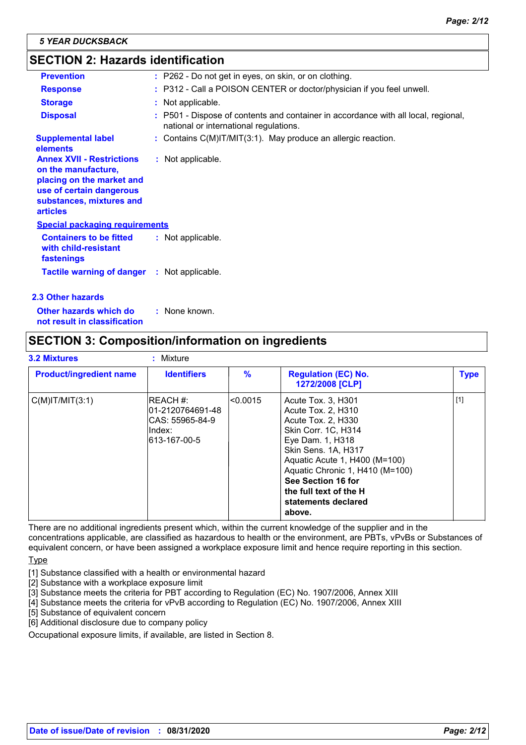## SECTION 2: Hazards identification

**Prevention** : P262 - Do not get in eyes, on skin, or on clothing.

**Response** : P312 - Call a POISON CENTER or doctor/physician if you feel unwell.

**Storage** : Not applicable.

**Disposal** : P501 - Dispose of contents and container in accordance with all local, regional, national or international regulations.

**Supplemental label elements** : Contains C(M)IT/MIT(3:1). May produce an allergic reaction.

**Annex XVII - Restrictions on the manufacture, placing on the market and use of certain dangerous substances, mixtures and articles** : Not applicable.

**Special packaging requirements**

**Containers to be fitted with child-resistant fastenings** : Not applicable.

**Tactile warning of danger** : Not applicable.

### 2.3 Other hazards

**Other hazards which do not result in classification** : None known.

## SECTION 3: Composition/information on ingredients

**3.2 Mixtures** : Mixture

| Product/ingredient name | Identifiers | % | Regulation (EC) No. 1272/2008 [CLP] | Type |
|---|---|---|---|---|
| C(M)IT/MIT(3:1) | REACH #: 01-2120764691-48<br>CAS: 55965-84-9<br>Index: 613-167-00-5 | <0.0015 | Acute Tox. 3, H301<br>Acute Tox. 2, H310<br>Acute Tox. 2, H330<br>Skin Corr. 1C, H314<br>Eye Dam. 1, H318<br>Skin Sens. 1A, H317<br>Aquatic Acute 1, H400 (M=100)<br>Aquatic Chronic 1, H410 (M=100)<br>**See Section 16 for the full text of the H statements declared above.** | [1] |

There are no additional ingredients present which, within the current knowledge of the supplier and in the concentrations applicable, are classified as hazardous to health or the environment, are PBTs, vPvBs or Substances of equivalent concern, or have been assigned a workplace exposure limit and hence require reporting in this section.

Type

[1] Substance classified with a health or environmental hazard
[2] Substance with a workplace exposure limit
[3] Substance meets the criteria for PBT according to Regulation (EC) No. 1907/2006, Annex XIII
[4] Substance meets the criteria for vPvB according to Regulation (EC) No. 1907/2006, Annex XIII
[5] Substance of equivalent concern
[6] Additional disclosure due to company policy

Occupational exposure limits, if available, are listed in Section 8.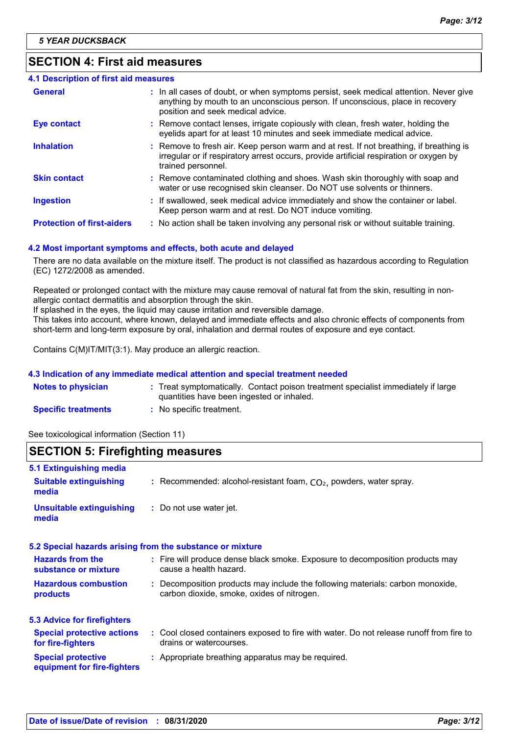## SECTION 4: First aid measures

### 4.1 Description of first aid measures

| | |
|---|---|
| **General** | : In all cases of doubt, or when symptoms persist, seek medical attention. Never give anything by mouth to an unconscious person. If unconscious, place in recovery position and seek medical advice. |
| **Eye contact** | : Remove contact lenses, irrigate copiously with clean, fresh water, holding the eyelids apart for at least 10 minutes and seek immediate medical advice. |
| **Inhalation** | : Remove to fresh air. Keep person warm and at rest. If not breathing, if breathing is irregular or if respiratory arrest occurs, provide artificial respiration or oxygen by trained personnel. |
| **Skin contact** | : Remove contaminated clothing and shoes. Wash skin thoroughly with soap and water or use recognised skin cleanser. Do NOT use solvents or thinners. |
| **Ingestion** | : If swallowed, seek medical advice immediately and show the container or label. Keep person warm and at rest. Do NOT induce vomiting. |
| **Protection of first-aiders** | : No action shall be taken involving any personal risk or without suitable training. |

### 4.2 Most important symptoms and effects, both acute and delayed

There are no data available on the mixture itself. The product is not classified as hazardous according to Regulation (EC) 1272/2008 as amended.

Repeated or prolonged contact with the mixture may cause removal of natural fat from the skin, resulting in non-allergic contact dermatitis and absorption through the skin.
If splashed in the eyes, the liquid may cause irritation and reversible damage.
This takes into account, where known, delayed and immediate effects and also chronic effects of components from short-term and long-term exposure by oral, inhalation and dermal routes of exposure and eye contact.

Contains C(M)IT/MIT(3:1). May produce an allergic reaction.

### 4.3 Indication of any immediate medical attention and special treatment needed

| | |
|---|---|
| **Notes to physician** | : Treat symptomatically. Contact poison treatment specialist immediately if large quantities have been ingested or inhaled. |
| **Specific treatments** | : No specific treatment. |

See toxicological information (Section 11)

## SECTION 5: Firefighting measures

### 5.1 Extinguishing media

| | |
|---|---|
| **Suitable extinguishing media** | : Recommended: alcohol-resistant foam, $CO_2$, powders, water spray. |
| **Unsuitable extinguishing media** | : Do not use water jet. |

### 5.2 Special hazards arising from the substance or mixture

| | |
|---|---|
| **Hazards from the substance or mixture** | : Fire will produce dense black smoke. Exposure to decomposition products may cause a health hazard. |
| **Hazardous combustion products** | : Decomposition products may include the following materials: carbon monoxide, carbon dioxide, smoke, oxides of nitrogen. |

### 5.3 Advice for firefighters

| | |
|---|---|
| **Special protective actions for fire-fighters** | : Cool closed containers exposed to fire with water. Do not release runoff from fire to drains or watercourses. |
| **Special protective equipment for fire-fighters** | : Appropriate breathing apparatus may be required. |

Date of issue/Date of revision : 08/31/2020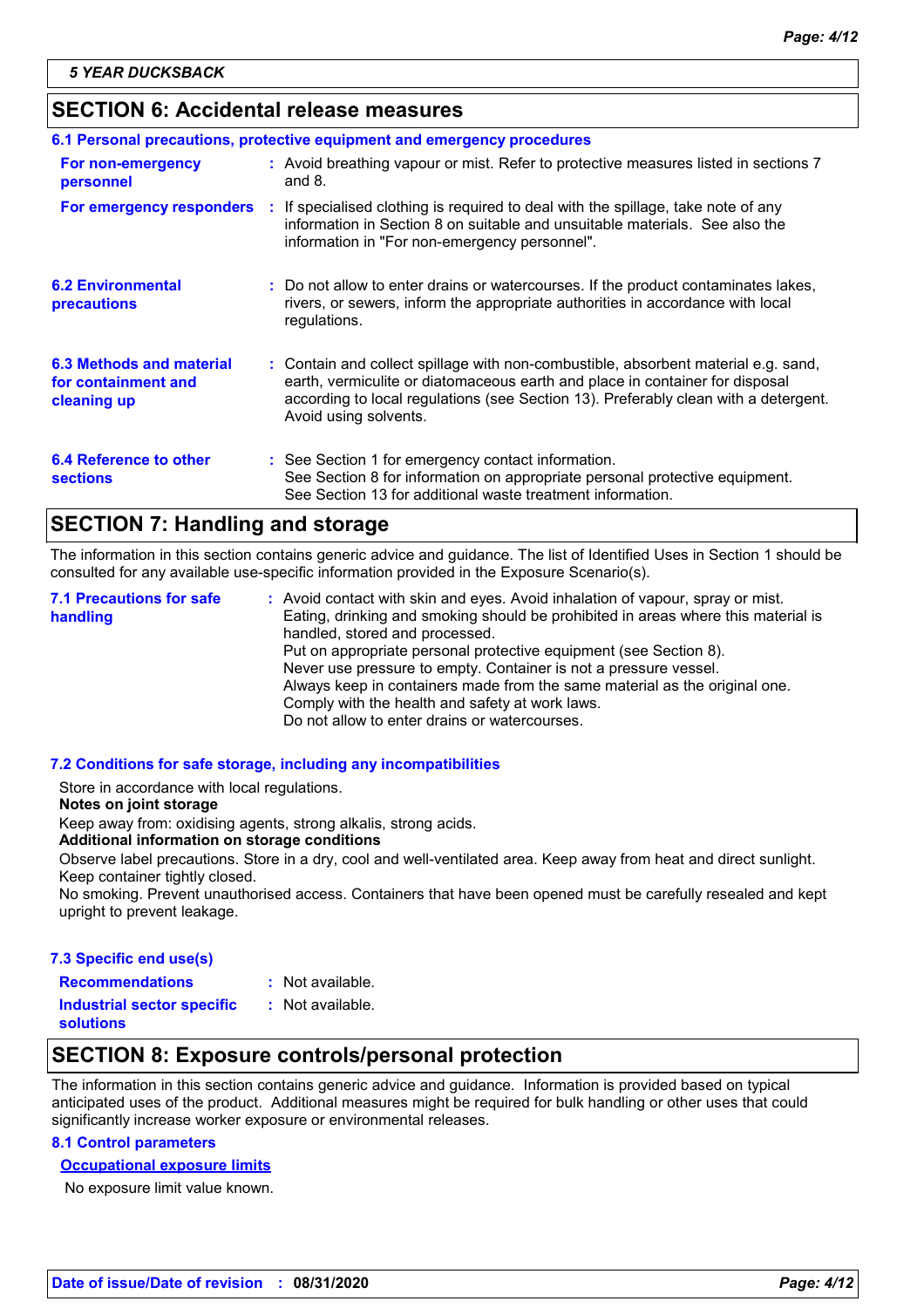## SECTION 6: Accidental release measures

### 6.1 Personal precautions, protective equipment and emergency procedures

**For non-emergency personnel** : Avoid breathing vapour or mist. Refer to protective measures listed in sections 7 and 8.

**For emergency responders** : If specialised clothing is required to deal with the spillage, take note of any information in Section 8 on suitable and unsuitable materials. See also the information in "For non-emergency personnel".

**6.2 Environmental precautions** : Do not allow to enter drains or watercourses. If the product contaminates lakes, rivers, or sewers, inform the appropriate authorities in accordance with local regulations.

**6.3 Methods and material for containment and cleaning up** : Contain and collect spillage with non-combustible, absorbent material e.g. sand, earth, vermiculite or diatomaceous earth and place in container for disposal according to local regulations (see Section 13). Preferably clean with a detergent. Avoid using solvents.

**6.4 Reference to other sections** : See Section 1 for emergency contact information.
See Section 8 for information on appropriate personal protective equipment.
See Section 13 for additional waste treatment information.

## SECTION 7: Handling and storage

The information in this section contains generic advice and guidance. The list of Identified Uses in Section 1 should be consulted for any available use-specific information provided in the Exposure Scenario(s).

**7.1 Precautions for safe handling** : Avoid contact with skin and eyes. Avoid inhalation of vapour, spray or mist. Eating, drinking and smoking should be prohibited in areas where this material is handled, stored and processed.
Put on appropriate personal protective equipment (see Section 8).
Never use pressure to empty. Container is not a pressure vessel.
Always keep in containers made from the same material as the original one.
Comply with the health and safety at work laws.
Do not allow to enter drains or watercourses.

### 7.2 Conditions for safe storage, including any incompatibilities

Store in accordance with local regulations.

**Notes on joint storage**

Keep away from: oxidising agents, strong alkalis, strong acids.

**Additional information on storage conditions**

Observe label precautions. Store in a dry, cool and well-ventilated area. Keep away from heat and direct sunlight. Keep container tightly closed.
No smoking. Prevent unauthorised access. Containers that have been opened must be carefully resealed and kept upright to prevent leakage.

### 7.3 Specific end use(s)

**Recommendations** : Not available.

**Industrial sector specific solutions** : Not available.

## SECTION 8: Exposure controls/personal protection

The information in this section contains generic advice and guidance. Information is provided based on typical anticipated uses of the product. Additional measures might be required for bulk handling or other uses that could significantly increase worker exposure or environmental releases.

### 8.1 Control parameters

**Occupational exposure limits**

No exposure limit value known.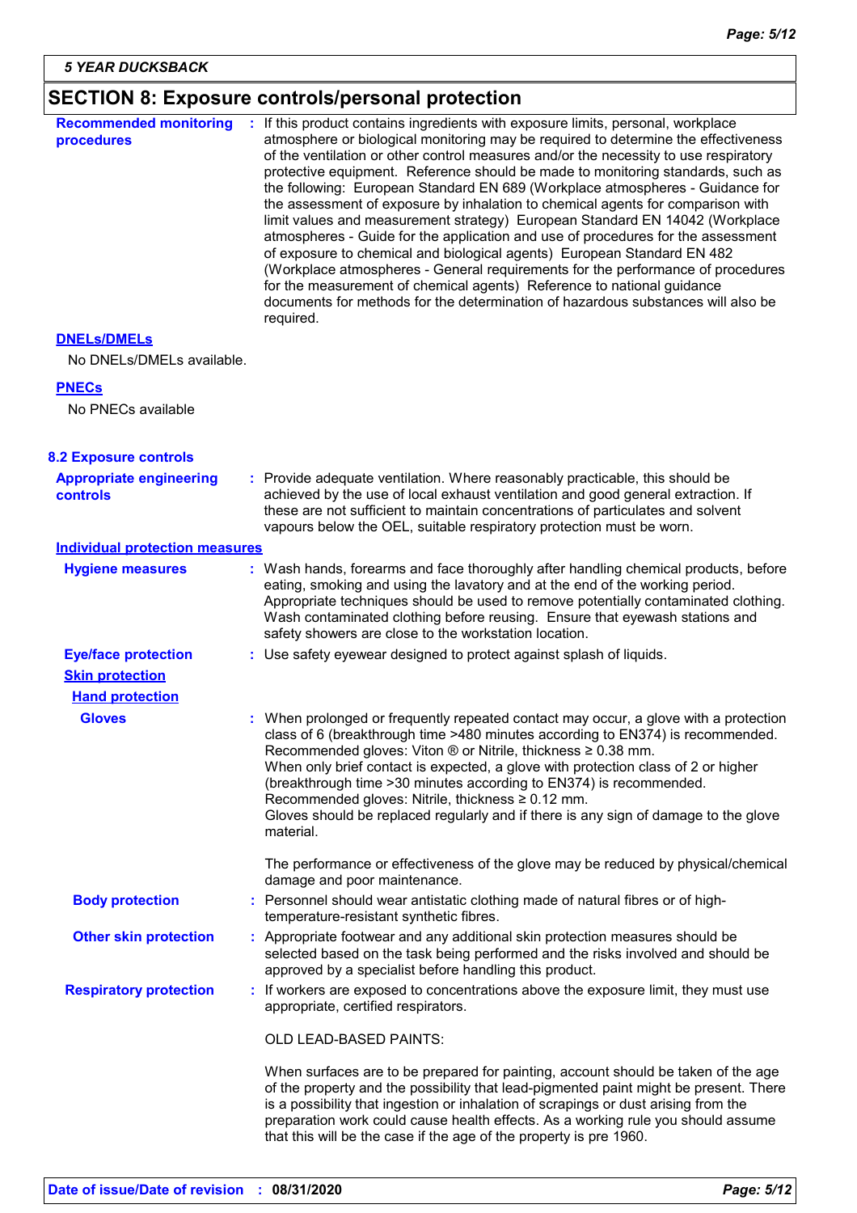## SECTION 8: Exposure controls/personal protection

**Recommended monitoring procedures** : If this product contains ingredients with exposure limits, personal, workplace atmosphere or biological monitoring may be required to determine the effectiveness of the ventilation or other control measures and/or the necessity to use respiratory protective equipment. Reference should be made to monitoring standards, such as the following: European Standard EN 689 (Workplace atmospheres - Guidance for the assessment of exposure by inhalation to chemical agents for comparison with limit values and measurement strategy) European Standard EN 14042 (Workplace atmospheres - Guide for the application and use of procedures for the assessment of exposure to chemical and biological agents) European Standard EN 482 (Workplace atmospheres - General requirements for the performance of procedures for the measurement of chemical agents) Reference to national guidance documents for methods for the determination of hazardous substances will also be required.

**DNELs/DMELs**

No DNELs/DMELs available.

**PNECs**

No PNECs available

### 8.2 Exposure controls

**Appropriate engineering controls** : Provide adequate ventilation. Where reasonably practicable, this should be achieved by the use of local exhaust ventilation and good general extraction. If these are not sufficient to maintain concentrations of particulates and solvent vapours below the OEL, suitable respiratory protection must be worn.

**Individual protection measures**

**Hygiene measures** : Wash hands, forearms and face thoroughly after handling chemical products, before eating, smoking and using the lavatory and at the end of the working period. Appropriate techniques should be used to remove potentially contaminated clothing. Wash contaminated clothing before reusing. Ensure that eyewash stations and safety showers are close to the workstation location.

**Eye/face protection** : Use safety eyewear designed to protect against splash of liquids.

**Skin protection**

**Hand protection**

**Gloves** : When prolonged or frequently repeated contact may occur, a glove with a protection class of 6 (breakthrough time >480 minutes according to EN374) is recommended. Recommended gloves: Viton ® or Nitrile, thickness ≥ 0.38 mm.
When only brief contact is expected, a glove with protection class of 2 or higher (breakthrough time >30 minutes according to EN374) is recommended. Recommended gloves: Nitrile, thickness ≥ 0.12 mm.
Gloves should be replaced regularly and if there is any sign of damage to the glove material.

The performance or effectiveness of the glove may be reduced by physical/chemical damage and poor maintenance.

**Body protection** : Personnel should wear antistatic clothing made of natural fibres or of high-temperature-resistant synthetic fibres.

**Other skin protection** : Appropriate footwear and any additional skin protection measures should be selected based on the task being performed and the risks involved and should be approved by a specialist before handling this product.

**Respiratory protection** : If workers are exposed to concentrations above the exposure limit, they must use appropriate, certified respirators.

OLD LEAD-BASED PAINTS:

When surfaces are to be prepared for painting, account should be taken of the age of the property and the possibility that lead-pigmented paint might be present. There is a possibility that ingestion or inhalation of scrapings or dust arising from the preparation work could cause health effects. As a working rule you should assume that this will be the case if the age of the property is pre 1960.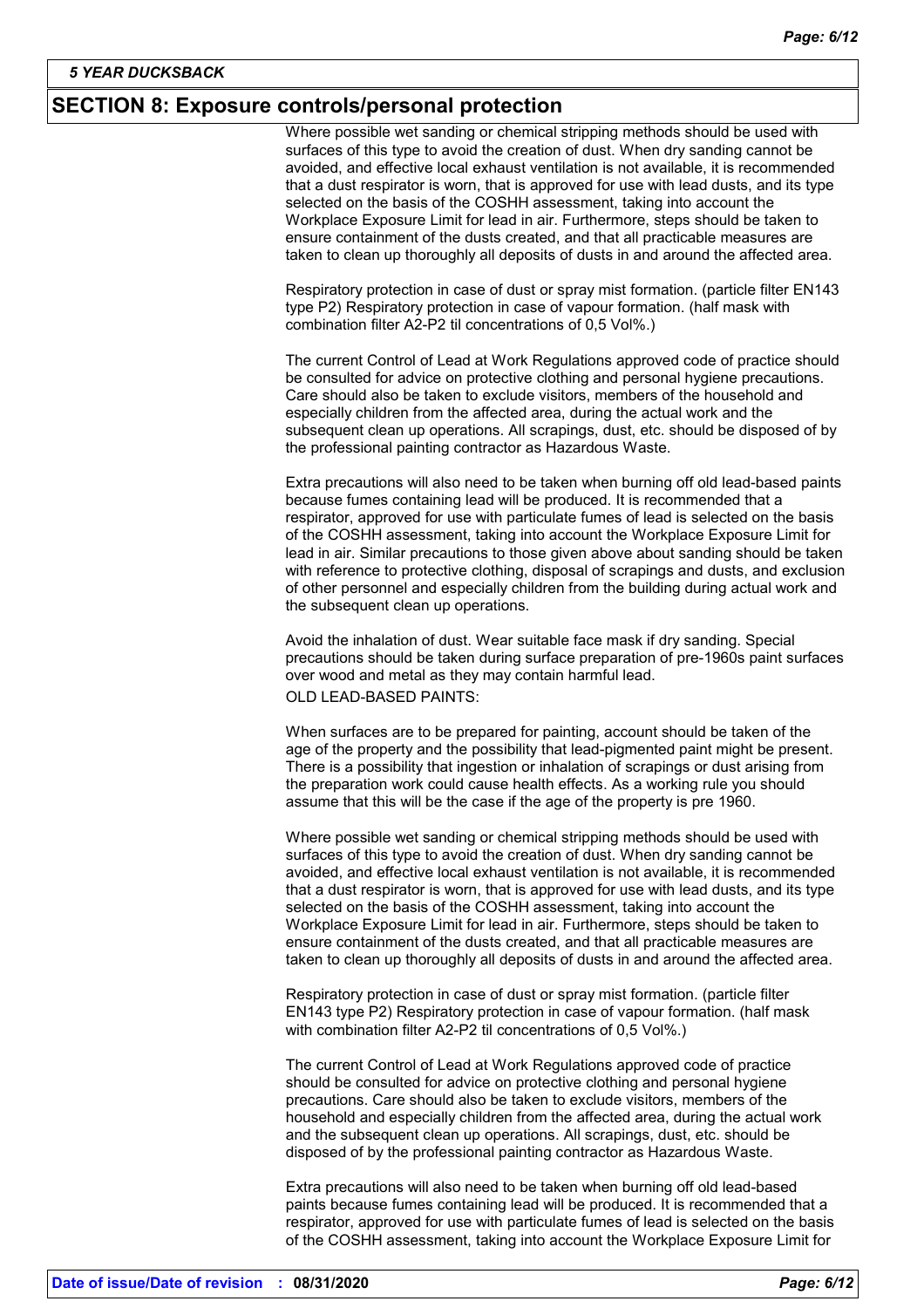## SECTION 8: Exposure controls/personal protection

Where possible wet sanding or chemical stripping methods should be used with surfaces of this type to avoid the creation of dust. When dry sanding cannot be avoided, and effective local exhaust ventilation is not available, it is recommended that a dust respirator is worn, that is approved for use with lead dusts, and its type selected on the basis of the COSHH assessment, taking into account the Workplace Exposure Limit for lead in air. Furthermore, steps should be taken to ensure containment of the dusts created, and that all practicable measures are taken to clean up thoroughly all deposits of dusts in and around the affected area.

Respiratory protection in case of dust or spray mist formation. (particle filter EN143 type P2) Respiratory protection in case of vapour formation. (half mask with combination filter A2-P2 til concentrations of 0,5 Vol%.)

The current Control of Lead at Work Regulations approved code of practice should be consulted for advice on protective clothing and personal hygiene precautions. Care should also be taken to exclude visitors, members of the household and especially children from the affected area, during the actual work and the subsequent clean up operations. All scrapings, dust, etc. should be disposed of by the professional painting contractor as Hazardous Waste.

Extra precautions will also need to be taken when burning off old lead-based paints because fumes containing lead will be produced. It is recommended that a respirator, approved for use with particulate fumes of lead is selected on the basis of the COSHH assessment, taking into account the Workplace Exposure Limit for lead in air. Similar precautions to those given above about sanding should be taken with reference to protective clothing, disposal of scrapings and dusts, and exclusion of other personnel and especially children from the building during actual work and the subsequent clean up operations.

Avoid the inhalation of dust. Wear suitable face mask if dry sanding. Special precautions should be taken during surface preparation of pre-1960s paint surfaces over wood and metal as they may contain harmful lead.

OLD LEAD-BASED PAINTS:

When surfaces are to be prepared for painting, account should be taken of the age of the property and the possibility that lead-pigmented paint might be present. There is a possibility that ingestion or inhalation of scrapings or dust arising from the preparation work could cause health effects. As a working rule you should assume that this will be the case if the age of the property is pre 1960.

Where possible wet sanding or chemical stripping methods should be used with surfaces of this type to avoid the creation of dust. When dry sanding cannot be avoided, and effective local exhaust ventilation is not available, it is recommended that a dust respirator is worn, that is approved for use with lead dusts, and its type selected on the basis of the COSHH assessment, taking into account the Workplace Exposure Limit for lead in air. Furthermore, steps should be taken to ensure containment of the dusts created, and that all practicable measures are taken to clean up thoroughly all deposits of dusts in and around the affected area.

Respiratory protection in case of dust or spray mist formation. (particle filter EN143 type P2) Respiratory protection in case of vapour formation. (half mask with combination filter A2-P2 til concentrations of 0,5 Vol%.)

The current Control of Lead at Work Regulations approved code of practice should be consulted for advice on protective clothing and personal hygiene precautions. Care should also be taken to exclude visitors, members of the household and especially children from the affected area, during the actual work and the subsequent clean up operations. All scrapings, dust, etc. should be disposed of by the professional painting contractor as Hazardous Waste.

Extra precautions will also need to be taken when burning off old lead-based paints because fumes containing lead will be produced. It is recommended that a respirator, approved for use with particulate fumes of lead is selected on the basis of the COSHH assessment, taking into account the Workplace Exposure Limit for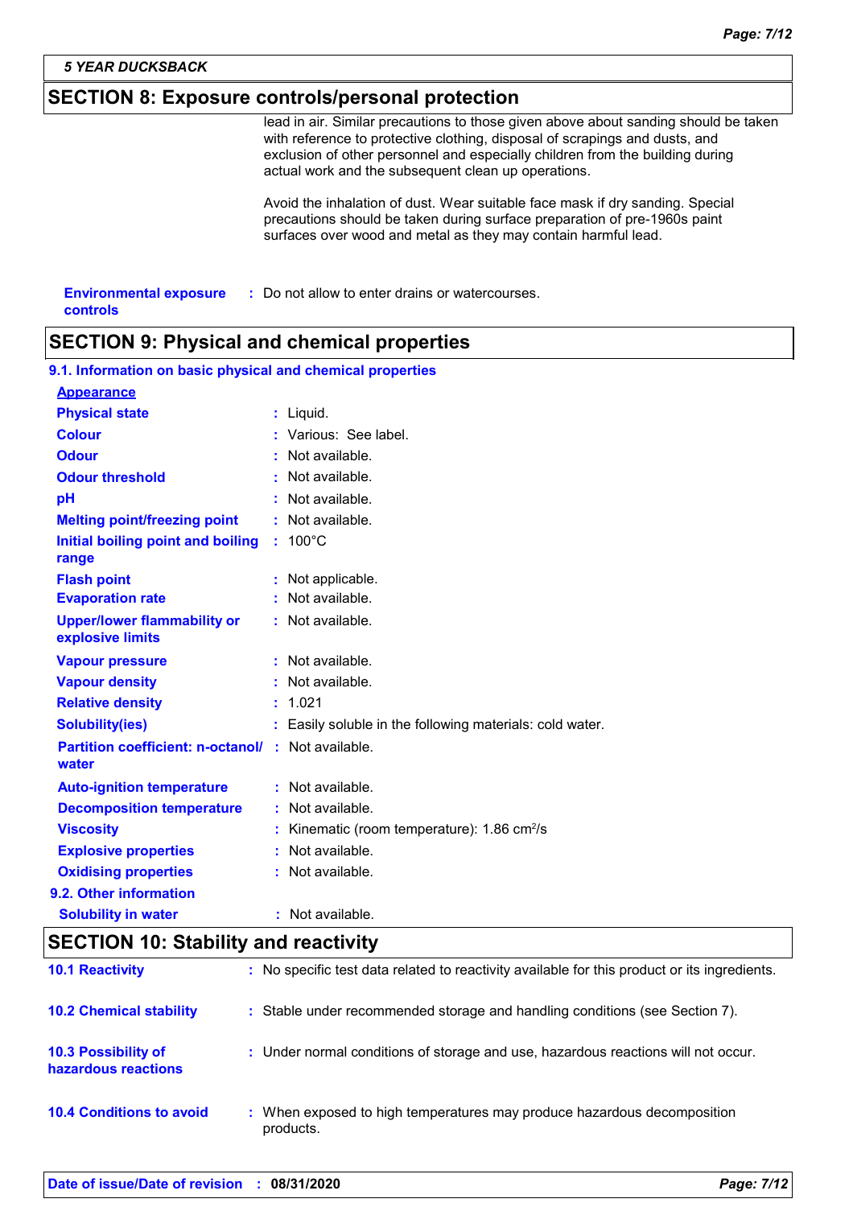## SECTION 8: Exposure controls/personal protection

lead in air. Similar precautions to those given above about sanding should be taken with reference to protective clothing, disposal of scrapings and dusts, and exclusion of other personnel and especially children from the building during actual work and the subsequent clean up operations.

Avoid the inhalation of dust. Wear suitable face mask if dry sanding. Special precautions should be taken during surface preparation of pre-1960s paint surfaces over wood and metal as they may contain harmful lead.

**Environmental exposure controls** : Do not allow to enter drains or watercourses.

## SECTION 9: Physical and chemical properties

### 9.1. Information on basic physical and chemical properties

**Appearance**

| Property | Value |
|---|---|
| Physical state | Liquid. |
| Colour | Various: See label. |
| Odour | Not available. |
| Odour threshold | Not available. |
| pH | Not available. |
| Melting point/freezing point | Not available. |
| Initial boiling point and boiling range | 100°C |
| Flash point | Not applicable. |
| Evaporation rate | Not available. |
| Upper/lower flammability or explosive limits | Not available. |
| Vapour pressure | Not available. |
| Vapour density | Not available. |
| Relative density | 1.021 |
| Solubility(ies) | Easily soluble in the following materials: cold water. |
| Partition coefficient: n-octanol/ water | Not available. |
| Auto-ignition temperature | Not available. |
| Decomposition temperature | Not available. |
| Viscosity | Kinematic (room temperature): 1.86 $cm^2/s$ |
| Explosive properties | Not available. |
| Oxidising properties | Not available. |

### 9.2. Other information

| Property | Value |
|---|---|
| Solubility in water | Not available. |

## SECTION 10: Stability and reactivity

**10.1 Reactivity** : No specific test data related to reactivity available for this product or its ingredients.

**10.2 Chemical stability** : Stable under recommended storage and handling conditions (see Section 7).

**10.3 Possibility of hazardous reactions** : Under normal conditions of storage and use, hazardous reactions will not occur.

**10.4 Conditions to avoid** : When exposed to high temperatures may produce hazardous decomposition products.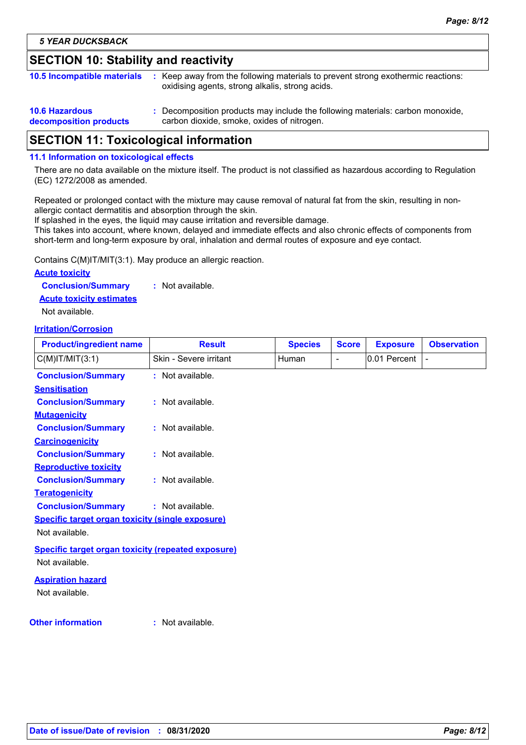## SECTION 10: Stability and reactivity

**10.5 Incompatible materials** : Keep away from the following materials to prevent strong exothermic reactions: oxidising agents, strong alkalis, strong acids.

**10.6 Hazardous decomposition products** : Decomposition products may include the following materials: carbon monoxide, carbon dioxide, smoke, oxides of nitrogen.

## SECTION 11: Toxicological information

### 11.1 Information on toxicological effects

There are no data available on the mixture itself. The product is not classified as hazardous according to Regulation (EC) 1272/2008 as amended.

Repeated or prolonged contact with the mixture may cause removal of natural fat from the skin, resulting in non-allergic contact dermatitis and absorption through the skin.
If splashed in the eyes, the liquid may cause irritation and reversible damage.
This takes into account, where known, delayed and immediate effects and also chronic effects of components from short-term and long-term exposure by oral, inhalation and dermal routes of exposure and eye contact.

Contains C(M)IT/MIT(3:1). May produce an allergic reaction.

**Acute toxicity**

**Conclusion/Summary** : Not available.

**Acute toxicity estimates**

Not available.

**Irritation/Corrosion**

| Product/ingredient name | Result | Species | Score | Exposure | Observation |
|---|---|---|---|---|---|
| C(M)IT/MIT(3:1) | Skin - Severe irritant | Human | - | 0.01 Percent | - |

**Conclusion/Summary** : Not available.

**Sensitisation**

**Conclusion/Summary** : Not available.

**Mutagenicity**

**Conclusion/Summary** : Not available.

**Carcinogenicity**

**Conclusion/Summary** : Not available.

**Reproductive toxicity**

**Conclusion/Summary** : Not available.

**Teratogenicity**

**Conclusion/Summary** : Not available.

**Specific target organ toxicity (single exposure)**

Not available.

**Specific target organ toxicity (repeated exposure)**

Not available.

**Aspiration hazard**

Not available.

**Other information** : Not available.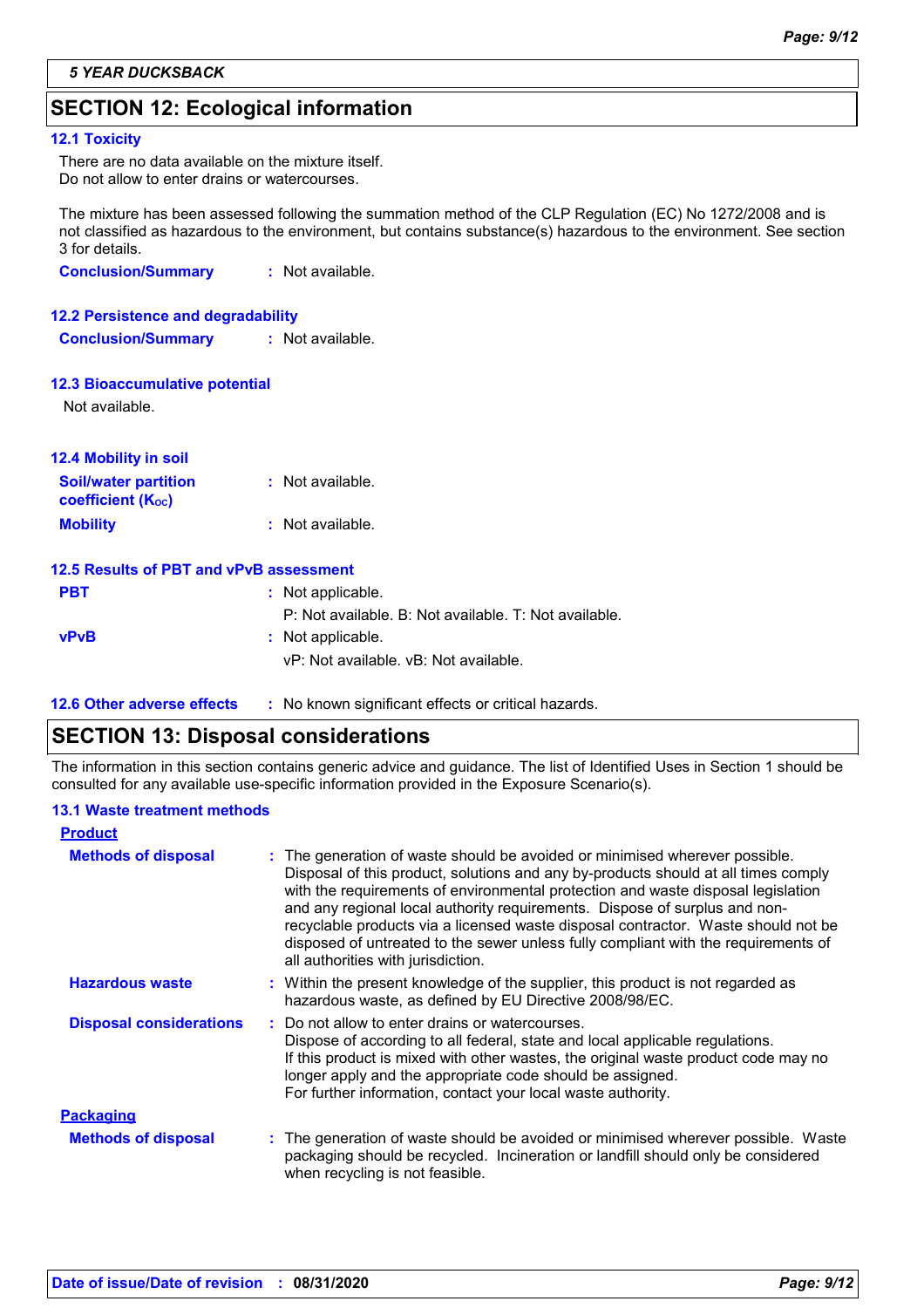## SECTION 12: Ecological information

### 12.1 Toxicity

There are no data available on the mixture itself.
Do not allow to enter drains or watercourses.

The mixture has been assessed following the summation method of the CLP Regulation (EC) No 1272/2008 and is not classified as hazardous to the environment, but contains substance(s) hazardous to the environment. See section 3 for details.

**Conclusion/Summary** : Not available.

### 12.2 Persistence and degradability

**Conclusion/Summary** : Not available.

### 12.3 Bioaccumulative potential

Not available.

### 12.4 Mobility in soil

**Soil/water partition coefficient ($K_{OC}$)** : Not available.

**Mobility** : Not available.

### 12.5 Results of PBT and vPvB assessment

**PBT** : Not applicable.
P: Not available. B: Not available. T: Not available.

**vPvB** : Not applicable.
vP: Not available. vB: Not available.

### 12.6 Other adverse effects

: No known significant effects or critical hazards.

## SECTION 13: Disposal considerations

The information in this section contains generic advice and guidance. The list of Identified Uses in Section 1 should be consulted for any available use-specific information provided in the Exposure Scenario(s).

### 13.1 Waste treatment methods

**Product**

**Methods of disposal** : The generation of waste should be avoided or minimised wherever possible. Disposal of this product, solutions and any by-products should at all times comply with the requirements of environmental protection and waste disposal legislation and any regional local authority requirements. Dispose of surplus and non-recyclable products via a licensed waste disposal contractor. Waste should not be disposed of untreated to the sewer unless fully compliant with the requirements of all authorities with jurisdiction.

**Hazardous waste** : Within the present knowledge of the supplier, this product is not regarded as hazardous waste, as defined by EU Directive 2008/98/EC.

**Disposal considerations** : Do not allow to enter drains or watercourses.
Dispose of according to all federal, state and local applicable regulations.
If this product is mixed with other wastes, the original waste product code may no longer apply and the appropriate code should be assigned.
For further information, contact your local waste authority.

**Packaging**

**Methods of disposal** : The generation of waste should be avoided or minimised wherever possible. Waste packaging should be recycled. Incineration or landfill should only be considered when recycling is not feasible.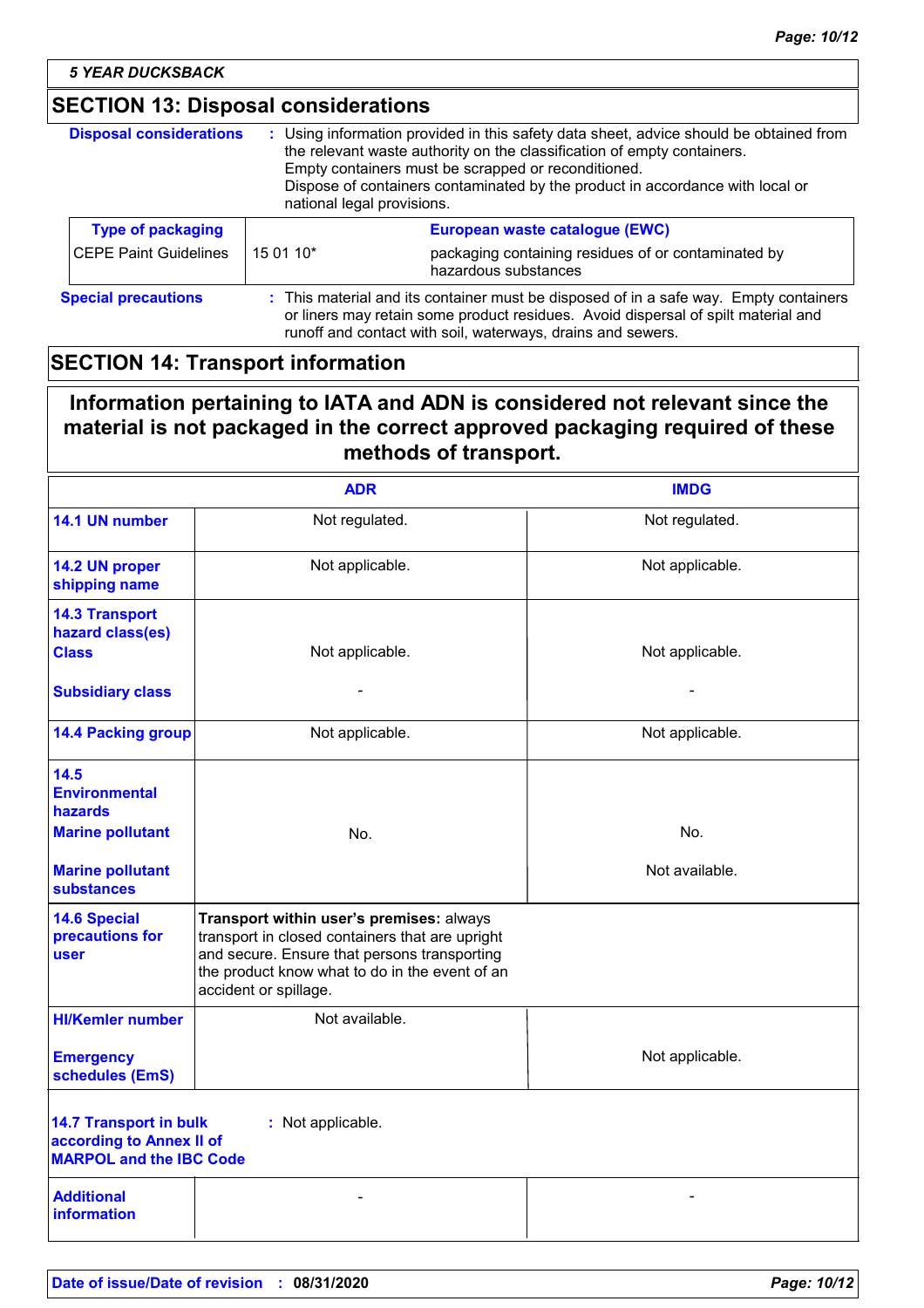## SECTION 13: Disposal considerations

**Disposal considerations** : Using information provided in this safety data sheet, advice should be obtained from the relevant waste authority on the classification of empty containers. Empty containers must be scrapped or reconditioned. Dispose of containers contaminated by the product in accordance with local or national legal provisions.

| Type of packaging | European waste catalogue (EWC) | |
|---|---|---|
| CEPE Paint Guidelines | 15 01 10* | packaging containing residues of or contaminated by hazardous substances |

**Special precautions** : This material and its container must be disposed of in a safe way. Empty containers or liners may retain some product residues. Avoid dispersal of spilt material and runoff and contact with soil, waterways, drains and sewers.

## SECTION 14: Transport information

**Information pertaining to IATA and ADN is considered not relevant since the material is not packaged in the correct approved packaging required of these methods of transport.**

| | ADR | IMDG |
|---|---|---|
| **14.1 UN number** | Not regulated. | Not regulated. |
| **14.2 UN proper shipping name** | Not applicable. | Not applicable. |
| **14.3 Transport hazard class(es)** **Class** | Not applicable. | Not applicable. |
| **Subsidiary class** | - | - |
| **14.4 Packing group** | Not applicable. | Not applicable. |
| **14.5 Environmental hazards** **Marine pollutant** | No. | No. |
| **Marine pollutant substances** | | Not available. |
| **14.6 Special precautions for user** | **Transport within user's premises:** always transport in closed containers that are upright and secure. Ensure that persons transporting the product know what to do in the event of an accident or spillage. | |
| **HI/Kemler number** | Not available. | |
| **Emergency schedules (EmS)** | | Not applicable. |
| **Additional information** | - | - |

**14.7 Transport in bulk according to Annex II of MARPOL and the IBC Code** : Not applicable.

**Date of issue/Date of revision** : **08/31/2020**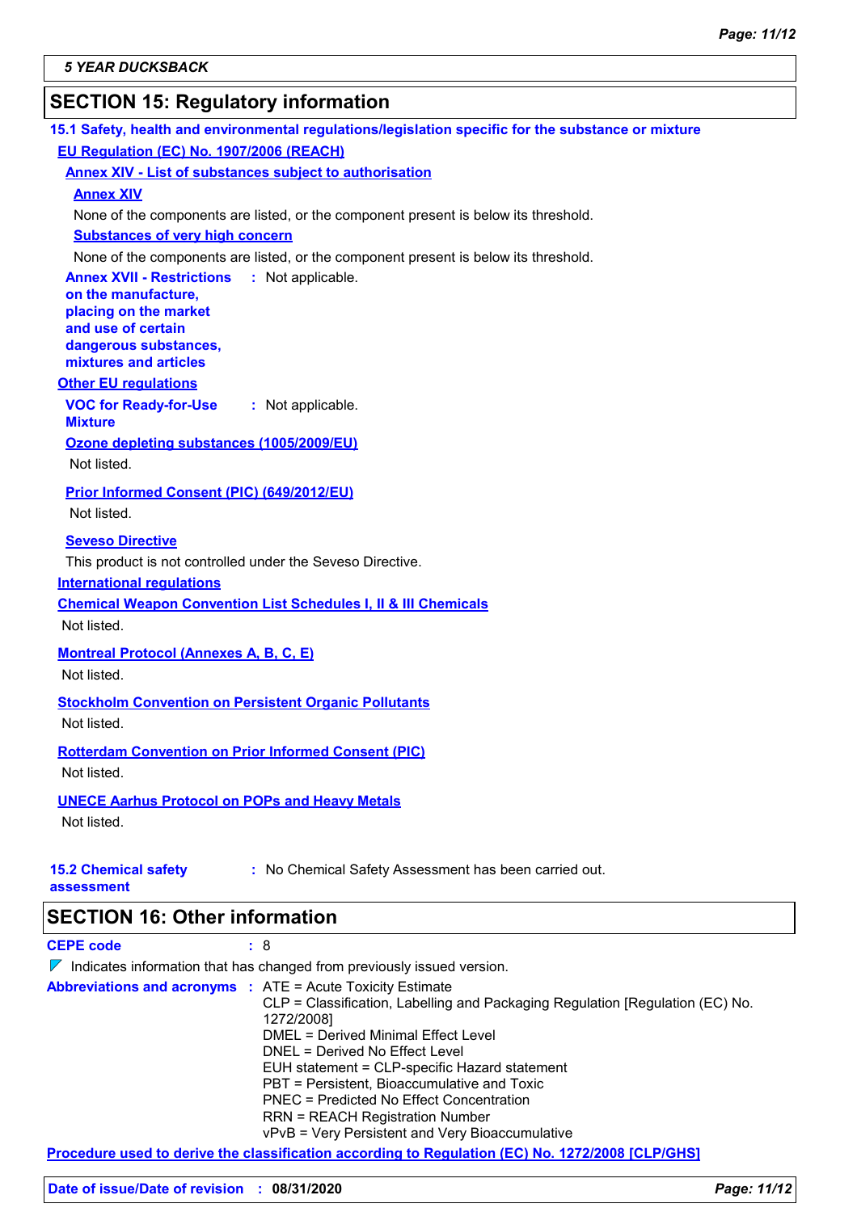## SECTION 15: Regulatory information

### 15.1 Safety, health and environmental regulations/legislation specific for the substance or mixture

**EU Regulation (EC) No. 1907/2006 (REACH)**

**Annex XIV - List of substances subject to authorisation**

**Annex XIV**

None of the components are listed, or the component present is below its threshold.

**Substances of very high concern**

None of the components are listed, or the component present is below its threshold.

**Annex XVII - Restrictions on the manufacture, placing on the market and use of certain dangerous substances, mixtures and articles** : Not applicable.

**Other EU regulations**

**VOC for Ready-for-Use Mixture** : Not applicable.

**Ozone depleting substances (1005/2009/EU)**

Not listed.

**Prior Informed Consent (PIC) (649/2012/EU)**

Not listed.

**Seveso Directive**

This product is not controlled under the Seveso Directive.

**International regulations**

**Chemical Weapon Convention List Schedules I, II & III Chemicals**

Not listed.

**Montreal Protocol (Annexes A, B, C, E)**

Not listed.

**Stockholm Convention on Persistent Organic Pollutants**

Not listed.

**Rotterdam Convention on Prior Informed Consent (PIC)**

Not listed.

**UNECE Aarhus Protocol on POPs and Heavy Metals**

Not listed.

**15.2 Chemical safety assessment** : No Chemical Safety Assessment has been carried out.

## SECTION 16: Other information

**CEPE code** : 8

Indicates information that has changed from previously issued version.

**Abbreviations and acronyms** :
ATE = Acute Toxicity Estimate
CLP = Classification, Labelling and Packaging Regulation [Regulation (EC) No. 1272/2008]
DMEL = Derived Minimal Effect Level
DNEL = Derived No Effect Level
EUH statement = CLP-specific Hazard statement
PBT = Persistent, Bioaccumulative and Toxic
PNEC = Predicted No Effect Concentration
RRN = REACH Registration Number
vPvB = Very Persistent and Very Bioaccumulative

**Procedure used to derive the classification according to Regulation (EC) No. 1272/2008 [CLP/GHS]**

**Date of issue/Date of revision** : **08/31/2020**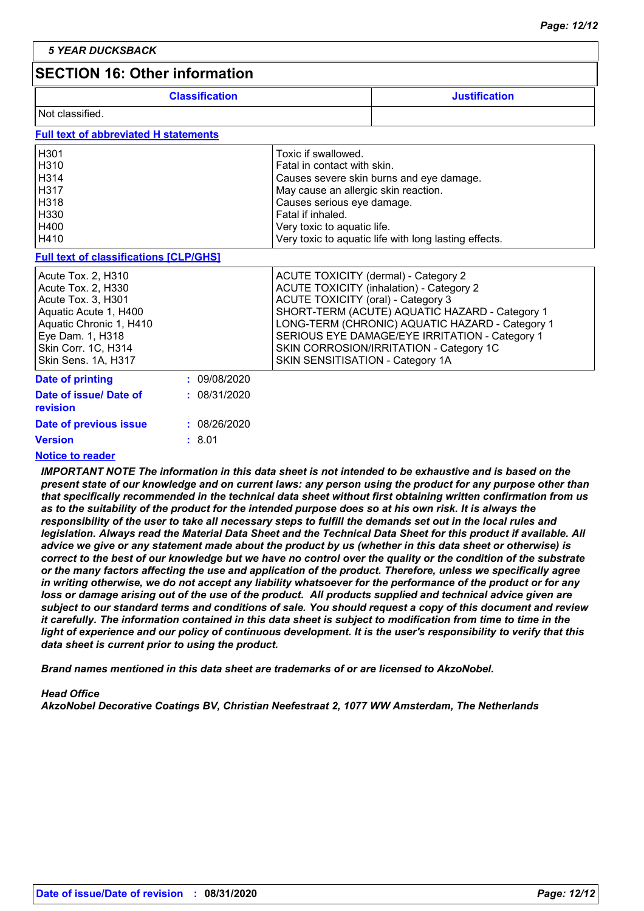*5 YEAR DUCKSBACK*

## SECTION 16: Other information

| Classification | Justification |
| --- | --- |
| Not classified. | |

**Full text of abbreviated H statements**

| | |
| --- | --- |
| H301 | Toxic if swallowed. |
| H310 | Fatal in contact with skin. |
| H314 | Causes severe skin burns and eye damage. |
| H317 | May cause an allergic skin reaction. |
| H318 | Causes serious eye damage. |
| H330 | Fatal if inhaled. |
| H400 | Very toxic to aquatic life. |
| H410 | Very toxic to aquatic life with long lasting effects. |

**Full text of classifications [CLP/GHS]**

| | |
| --- | --- |
| Acute Tox. 2, H310 | ACUTE TOXICITY (dermal) - Category 2 |
| Acute Tox. 2, H330 | ACUTE TOXICITY (inhalation) - Category 2 |
| Acute Tox. 3, H301 | ACUTE TOXICITY (oral) - Category 3 |
| Aquatic Acute 1, H400 | SHORT-TERM (ACUTE) AQUATIC HAZARD - Category 1 |
| Aquatic Chronic 1, H410 | LONG-TERM (CHRONIC) AQUATIC HAZARD - Category 1 |
| Eye Dam. 1, H318 | SERIOUS EYE DAMAGE/EYE IRRITATION - Category 1 |
| Skin Corr. 1C, H314 | SKIN CORROSION/IRRITATION - Category 1C |
| Skin Sens. 1A, H317 | SKIN SENSITISATION - Category 1A |

**Date of printing** : 09/08/2020

**Date of issue/ Date of revision** : 08/31/2020

**Date of previous issue** : 08/26/2020

**Version** : 8.01

**Notice to reader**

***IMPORTANT NOTE The information in this data sheet is not intended to be exhaustive and is based on the present state of our knowledge and on current laws: any person using the product for any purpose other than that specifically recommended in the technical data sheet without first obtaining written confirmation from us as to the suitability of the product for the intended purpose does so at his own risk. It is always the responsibility of the user to take all necessary steps to fulfill the demands set out in the local rules and legislation. Always read the Material Data Sheet and the Technical Data Sheet for this product if available. All advice we give or any statement made about the product by us (whether in this data sheet or otherwise) is correct to the best of our knowledge but we have no control over the quality or the condition of the substrate or the many factors affecting the use and application of the product. Therefore, unless we specifically agree in writing otherwise, we do not accept any liability whatsoever for the performance of the product or for any loss or damage arising out of the use of the product. All products supplied and technical advice given are subject to our standard terms and conditions of sale. You should request a copy of this document and review it carefully. The information contained in this data sheet is subject to modification from time to time in the light of experience and our policy of continuous development. It is the user's responsibility to verify that this data sheet is current prior to using the product.***

***Brand names mentioned in this data sheet are trademarks of or are licensed to AkzoNobel.***

***Head Office***
***AkzoNobel Decorative Coatings BV, Christian Neefestraat 2, 1077 WW Amsterdam, The Netherlands***